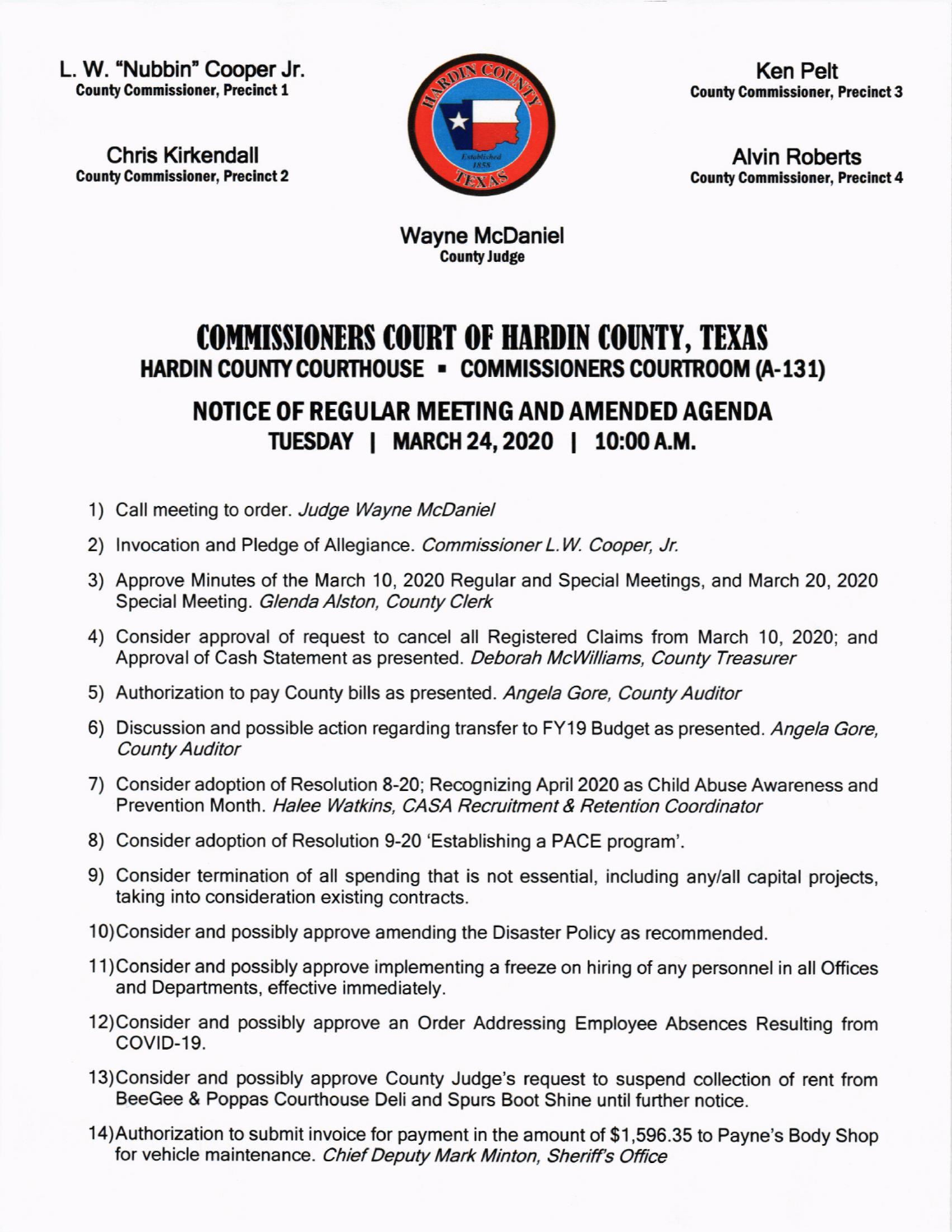L. W. "Nubbin" Cooper Jr.
**County Commissioner, Precinct 1**

Chris Kirkendall
**County Commissioner, Precinct 2**

Ken Pelt
**County Commissioner, Precinct 3**

Alvin Roberts
**County Commissioner, Precinct 4**

Wayne McDaniel
**County Judge**

# COMMISSIONERS COURT OF HARDIN COUNTY, TEXAS

## HARDIN COUNTY COURTHOUSE ▪ COMMISSIONERS COURTROOM (A-131)

## NOTICE OF REGULAR MEETING AND AMENDED AGENDA

### TUESDAY | MARCH 24, 2020 | 10:00 A.M.

1) Call meeting to order. *Judge Wayne McDaniel*
2) Invocation and Pledge of Allegiance. *Commissioner L.W. Cooper, Jr.*
3) Approve Minutes of the March 10, 2020 Regular and Special Meetings, and March 20, 2020 Special Meeting. *Glenda Alston, County Clerk*
4) Consider approval of request to cancel all Registered Claims from March 10, 2020; and Approval of Cash Statement as presented. *Deborah McWilliams, County Treasurer*
5) Authorization to pay County bills as presented. *Angela Gore, County Auditor*
6) Discussion and possible action regarding transfer to FY19 Budget as presented. *Angela Gore, County Auditor*
7) Consider adoption of Resolution 8-20; Recognizing April 2020 as Child Abuse Awareness and Prevention Month. *Halee Watkins, CASA Recruitment & Retention Coordinator*
8) Consider adoption of Resolution 9-20 'Establishing a PACE program'.
9) Consider termination of all spending that is not essential, including any/all capital projects, taking into consideration existing contracts.
10) Consider and possibly approve amending the Disaster Policy as recommended.
11) Consider and possibly approve implementing a freeze on hiring of any personnel in all Offices and Departments, effective immediately.
12) Consider and possibly approve an Order Addressing Employee Absences Resulting from COVID-19.
13) Consider and possibly approve County Judge's request to suspend collection of rent from BeeGee & Poppas Courthouse Deli and Spurs Boot Shine until further notice.
14) Authorization to submit invoice for payment in the amount of $1,596.35 to Payne's Body Shop for vehicle maintenance. *Chief Deputy Mark Minton, Sheriff's Office*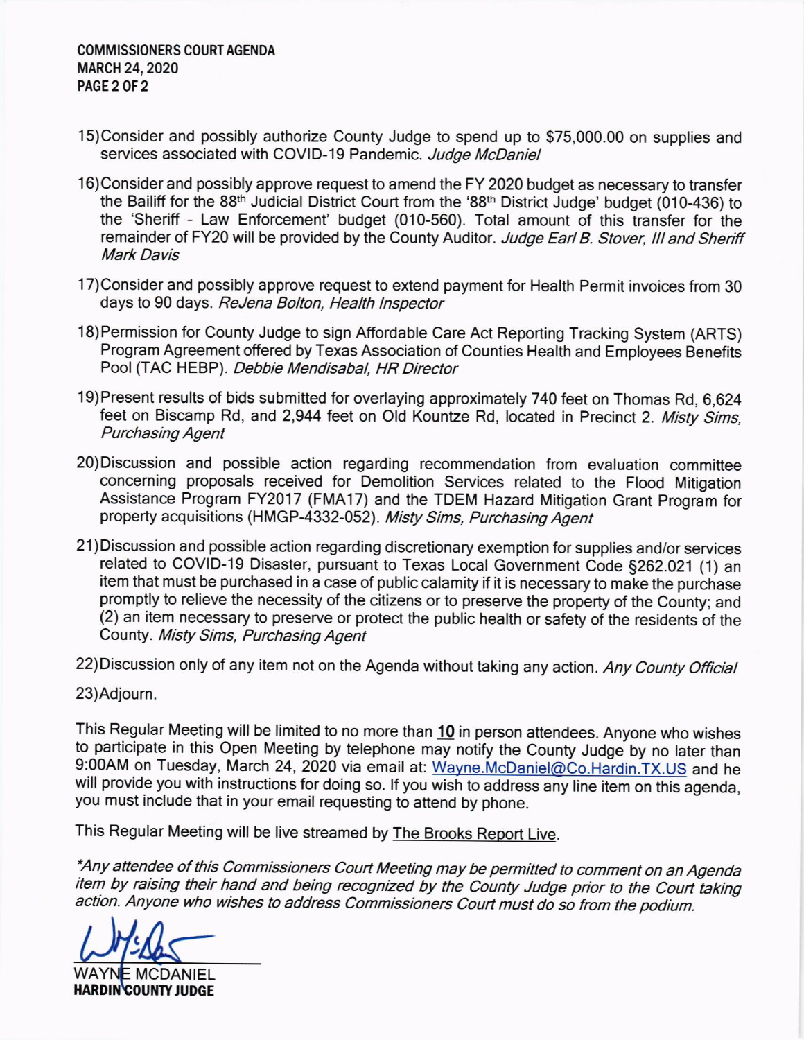15) Consider and possibly authorize County Judge to spend up to $75,000.00 on supplies and services associated with COVID-19 Pandemic. *Judge McDaniel*

16) Consider and possibly approve request to amend the FY 2020 budget as necessary to transfer the Bailiff for the 88th Judicial District Court from the '88th District Judge' budget (010-436) to the 'Sheriff - Law Enforcement' budget (010-560). Total amount of this transfer for the remainder of FY20 will be provided by the County Auditor. *Judge Earl B. Stover, III and Sheriff Mark Davis*

17) Consider and possibly approve request to extend payment for Health Permit invoices from 30 days to 90 days. *ReJena Bolton, Health Inspector*

18) Permission for County Judge to sign Affordable Care Act Reporting Tracking System (ARTS) Program Agreement offered by Texas Association of Counties Health and Employees Benefits Pool (TAC HEBP). *Debbie Mendisabal, HR Director*

19) Present results of bids submitted for overlaying approximately 740 feet on Thomas Rd, 6,624 feet on Biscamp Rd, and 2,944 feet on Old Kountze Rd, located in Precinct 2. *Misty Sims, Purchasing Agent*

20) Discussion and possible action regarding recommendation from evaluation committee concerning proposals received for Demolition Services related to the Flood Mitigation Assistance Program FY2017 (FMA17) and the TDEM Hazard Mitigation Grant Program for property acquisitions (HMGP-4332-052). *Misty Sims, Purchasing Agent*

21) Discussion and possible action regarding discretionary exemption for supplies and/or services related to COVID-19 Disaster, pursuant to Texas Local Government Code §262.021 (1) an item that must be purchased in a case of public calamity if it is necessary to make the purchase promptly to relieve the necessity of the citizens or to preserve the property of the County; and (2) an item necessary to preserve or protect the public health or safety of the residents of the County. *Misty Sims, Purchasing Agent*

22) Discussion only of any item not on the Agenda without taking any action. *Any County Official*

23) Adjourn.

This Regular Meeting will be limited to no more than **10** in person attendees. Anyone who wishes to participate in this Open Meeting by telephone may notify the County Judge by no later than 9:00AM on Tuesday, March 24, 2020 via email at: Wayne.McDaniel@Co.Hardin.TX.US and he will provide you with instructions for doing so. If you wish to address any line item on this agenda, you must include that in your email requesting to attend by phone.

This Regular Meeting will be live streamed by The Brooks Report Live.

*\*Any attendee of this Commissioners Court Meeting may be permitted to comment on an Agenda item by raising their hand and being recognized by the County Judge prior to the Court taking action. Anyone who wishes to address Commissioners Court must do so from the podium.*

WAYNE MCDANIEL
**HARDIN COUNTY JUDGE**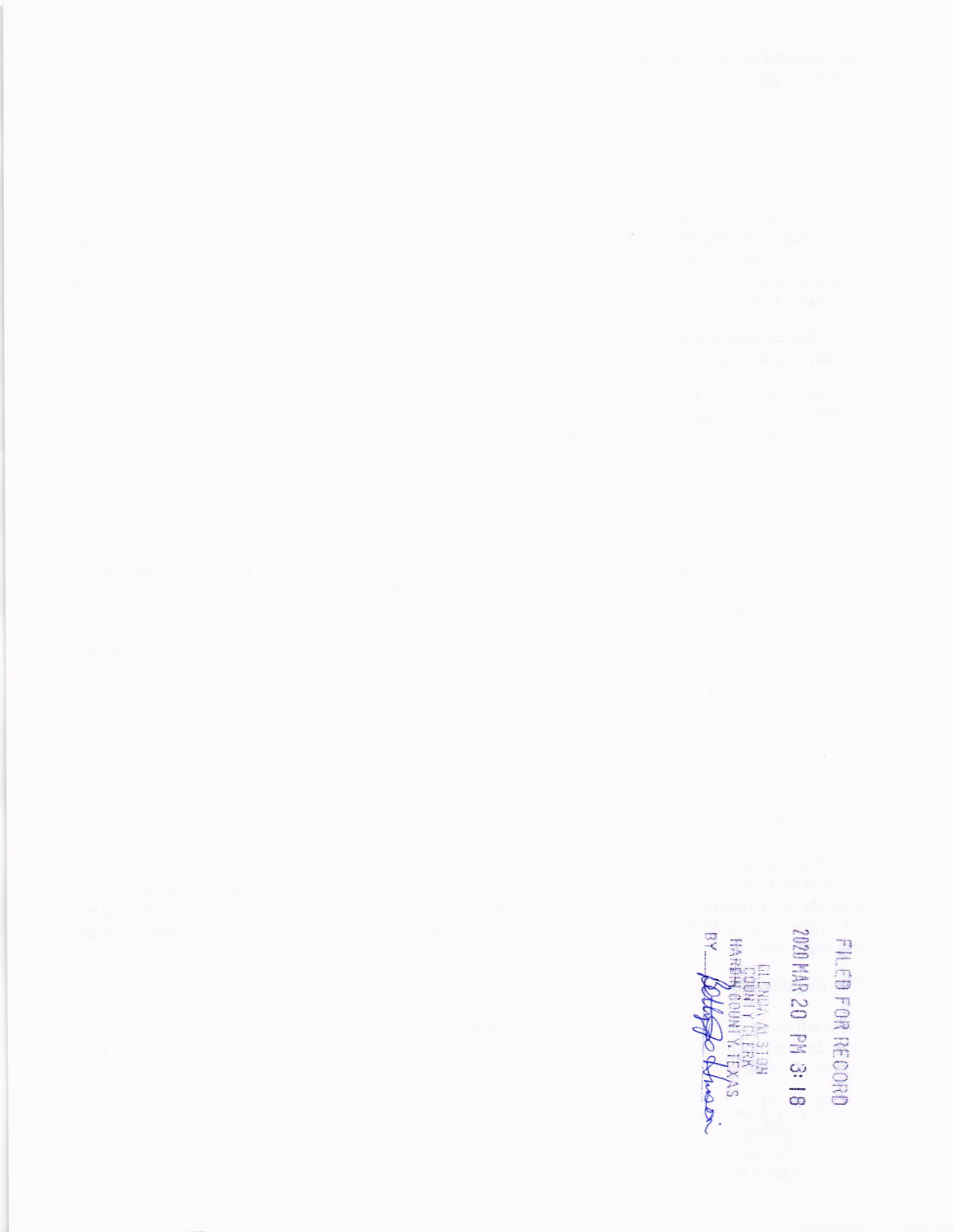FILED FOR RECORD

2020 MAR 20 PM 3:18

GLENDA ALSTON
COUNTY CLERK
HARRIS COUNTY, TEXAS

BY